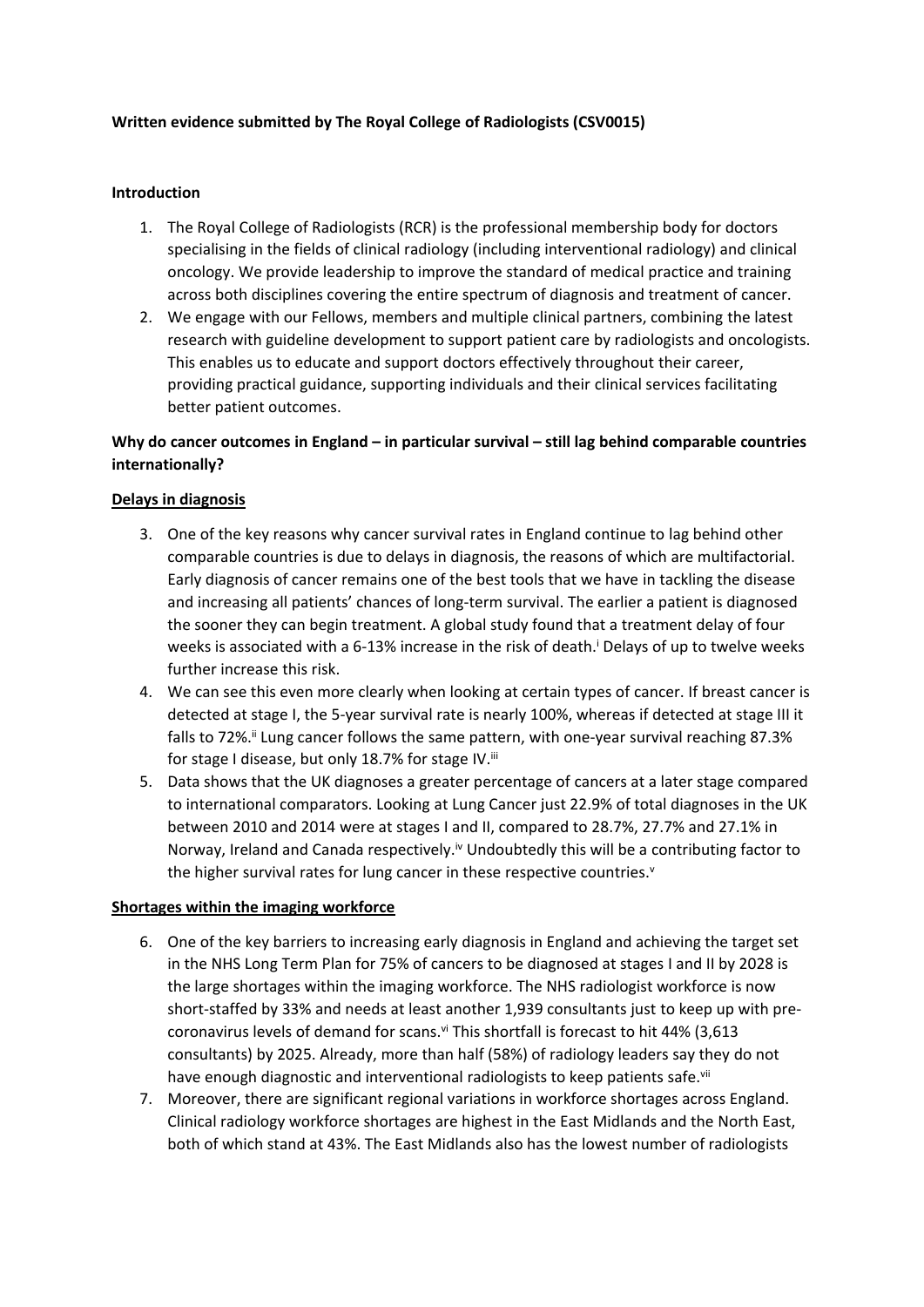**Written evidence submitted by The Royal College of Radiologists (CSV0015)**

**Introduction**

1. The Royal College of Radiologists (RCR) is the professional membership body for doctors specialising in the fields of clinical radiology (including interventional radiology) and clinical oncology. We provide leadership to improve the standard of medical practice and training across both disciplines covering the entire spectrum of diagnosis and treatment of cancer.
2. We engage with our Fellows, members and multiple clinical partners, combining the latest research with guideline development to support patient care by radiologists and oncologists. This enables us to educate and support doctors effectively throughout their career, providing practical guidance, supporting individuals and their clinical services facilitating better patient outcomes.

**Why do cancer outcomes in England – in particular survival – still lag behind comparable countries internationally?**

**Delays in diagnosis**

3. One of the key reasons why cancer survival rates in England continue to lag behind other comparable countries is due to delays in diagnosis, the reasons of which are multifactorial. Early diagnosis of cancer remains one of the best tools that we have in tackling the disease and increasing all patients' chances of long-term survival. The earlier a patient is diagnosed the sooner they can begin treatment. A global study found that a treatment delay of four weeks is associated with a 6-13% increase in the risk of death.[i] Delays of up to twelve weeks further increase this risk.
4. We can see this even more clearly when looking at certain types of cancer. If breast cancer is detected at stage I, the 5-year survival rate is nearly 100%, whereas if detected at stage III it falls to 72%.[ii] Lung cancer follows the same pattern, with one-year survival reaching 87.3% for stage I disease, but only 18.7% for stage IV.[iii]
5. Data shows that the UK diagnoses a greater percentage of cancers at a later stage compared to international comparators. Looking at Lung Cancer just 22.9% of total diagnoses in the UK between 2010 and 2014 were at stages I and II, compared to 28.7%, 27.7% and 27.1% in Norway, Ireland and Canada respectively.[iv] Undoubtedly this will be a contributing factor to the higher survival rates for lung cancer in these respective countries.[v]

**Shortages within the imaging workforce**

6. One of the key barriers to increasing early diagnosis in England and achieving the target set in the NHS Long Term Plan for 75% of cancers to be diagnosed at stages I and II by 2028 is the large shortages within the imaging workforce. The NHS radiologist workforce is now short-staffed by 33% and needs at least another 1,939 consultants just to keep up with pre-coronavirus levels of demand for scans.[vi] This shortfall is forecast to hit 44% (3,613 consultants) by 2025. Already, more than half (58%) of radiology leaders say they do not have enough diagnostic and interventional radiologists to keep patients safe.[vii]
7. Moreover, there are significant regional variations in workforce shortages across England. Clinical radiology workforce shortages are highest in the East Midlands and the North East, both of which stand at 43%. The East Midlands also has the lowest number of radiologists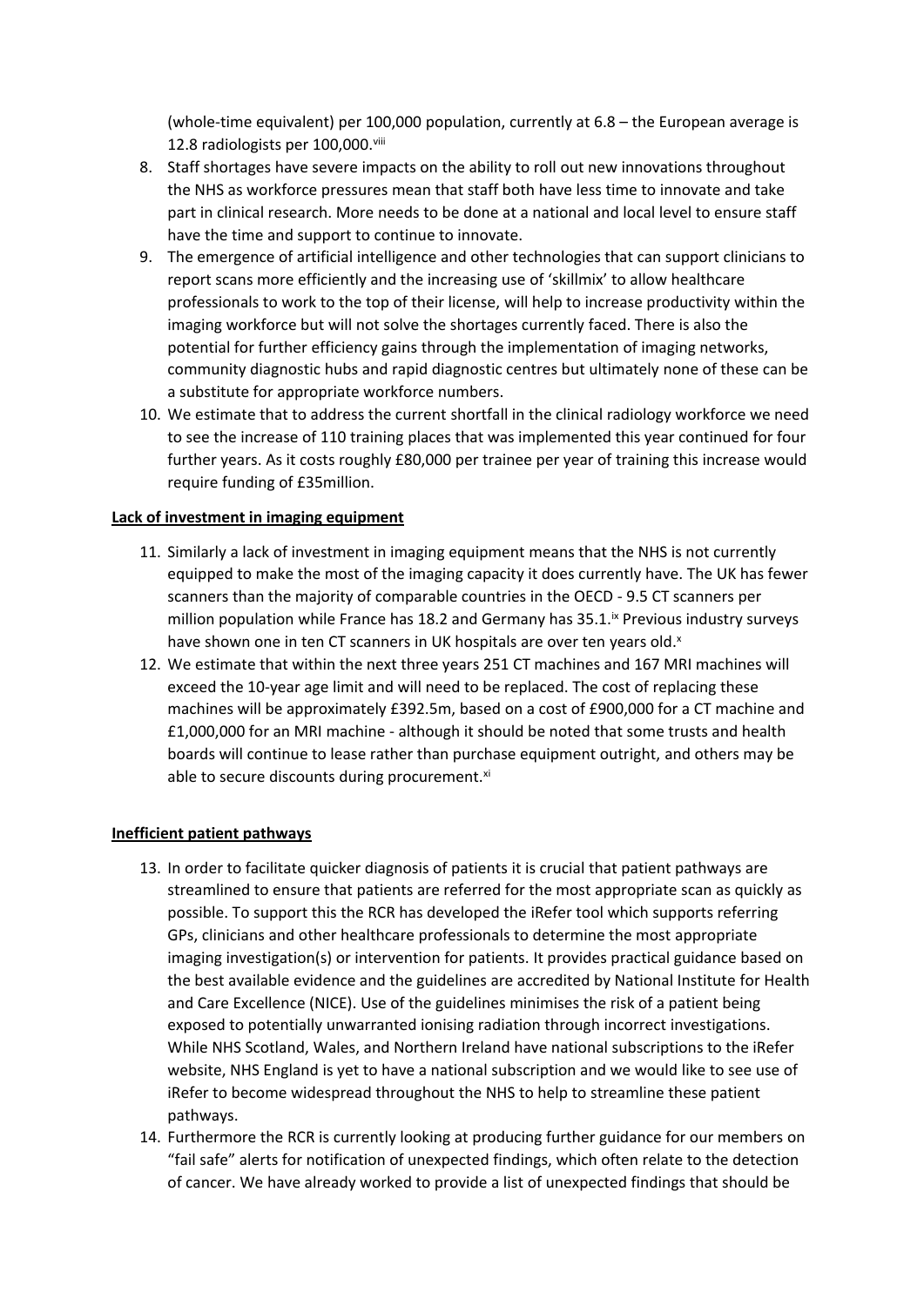(whole-time equivalent) per 100,000 population, currently at 6.8 – the European average is 12.8 radiologists per 100,000.[viii]

8. Staff shortages have severe impacts on the ability to roll out new innovations throughout the NHS as workforce pressures mean that staff both have less time to innovate and take part in clinical research. More needs to be done at a national and local level to ensure staff have the time and support to continue to innovate.
9. The emergence of artificial intelligence and other technologies that can support clinicians to report scans more efficiently and the increasing use of 'skillmix' to allow healthcare professionals to work to the top of their license, will help to increase productivity within the imaging workforce but will not solve the shortages currently faced. There is also the potential for further efficiency gains through the implementation of imaging networks, community diagnostic hubs and rapid diagnostic centres but ultimately none of these can be a substitute for appropriate workforce numbers.
10. We estimate that to address the current shortfall in the clinical radiology workforce we need to see the increase of 110 training places that was implemented this year continued for four further years. As it costs roughly £80,000 per trainee per year of training this increase would require funding of £35million.

**Lack of investment in imaging equipment**

11. Similarly a lack of investment in imaging equipment means that the NHS is not currently equipped to make the most of the imaging capacity it does currently have. The UK has fewer scanners than the majority of comparable countries in the OECD - 9.5 CT scanners per million population while France has 18.2 and Germany has 35.1.[ix] Previous industry surveys have shown one in ten CT scanners in UK hospitals are over ten years old.[x]
12. We estimate that within the next three years 251 CT machines and 167 MRI machines will exceed the 10-year age limit and will need to be replaced. The cost of replacing these machines will be approximately £392.5m, based on a cost of £900,000 for a CT machine and £1,000,000 for an MRI machine - although it should be noted that some trusts and health boards will continue to lease rather than purchase equipment outright, and others may be able to secure discounts during procurement.[xi]

**Inefficient patient pathways**

13. In order to facilitate quicker diagnosis of patients it is crucial that patient pathways are streamlined to ensure that patients are referred for the most appropriate scan as quickly as possible. To support this the RCR has developed the iRefer tool which supports referring GPs, clinicians and other healthcare professionals to determine the most appropriate imaging investigation(s) or intervention for patients. It provides practical guidance based on the best available evidence and the guidelines are accredited by National Institute for Health and Care Excellence (NICE). Use of the guidelines minimises the risk of a patient being exposed to potentially unwarranted ionising radiation through incorrect investigations. While NHS Scotland, Wales, and Northern Ireland have national subscriptions to the iRefer website, NHS England is yet to have a national subscription and we would like to see use of iRefer to become widespread throughout the NHS to help to streamline these patient pathways.
14. Furthermore the RCR is currently looking at producing further guidance for our members on "fail safe" alerts for notification of unexpected findings, which often relate to the detection of cancer. We have already worked to provide a list of unexpected findings that should be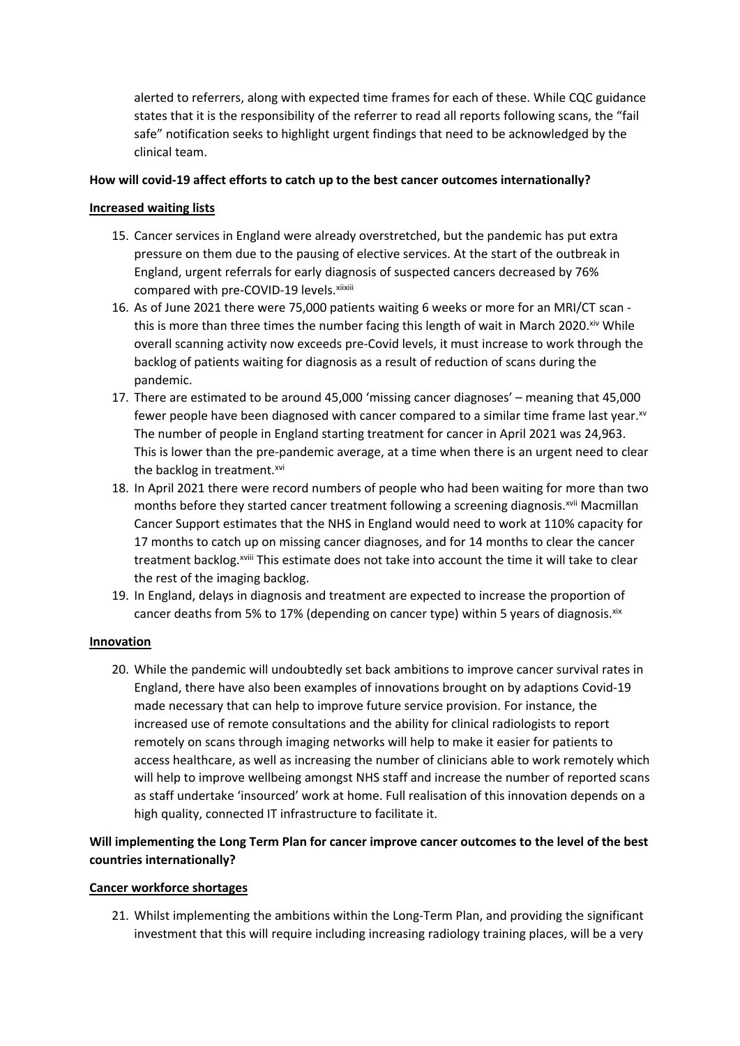alerted to referrers, along with expected time frames for each of these. While CQC guidance states that it is the responsibility of the referrer to read all reports following scans, the "fail safe" notification seeks to highlight urgent findings that need to be acknowledged by the clinical team.

**How will covid-19 affect efforts to catch up to the best cancer outcomes internationally?**

**Increased waiting lists**

15. Cancer services in England were already overstretched, but the pandemic has put extra pressure on them due to the pausing of elective services. At the start of the outbreak in England, urgent referrals for early diagnosis of suspected cancers decreased by 76% compared with pre-COVID-19 levels.[xii][xiii]
16. As of June 2021 there were 75,000 patients waiting 6 weeks or more for an MRI/CT scan - this is more than three times the number facing this length of wait in March 2020.[xiv] While overall scanning activity now exceeds pre-Covid levels, it must increase to work through the backlog of patients waiting for diagnosis as a result of reduction of scans during the pandemic.
17. There are estimated to be around 45,000 'missing cancer diagnoses' – meaning that 45,000 fewer people have been diagnosed with cancer compared to a similar time frame last year.[xv] The number of people in England starting treatment for cancer in April 2021 was 24,963. This is lower than the pre-pandemic average, at a time when there is an urgent need to clear the backlog in treatment.[xvi]
18. In April 2021 there were record numbers of people who had been waiting for more than two months before they started cancer treatment following a screening diagnosis.[xvii] Macmillan Cancer Support estimates that the NHS in England would need to work at 110% capacity for 17 months to catch up on missing cancer diagnoses, and for 14 months to clear the cancer treatment backlog.[xviii] This estimate does not take into account the time it will take to clear the rest of the imaging backlog.
19. In England, delays in diagnosis and treatment are expected to increase the proportion of cancer deaths from 5% to 17% (depending on cancer type) within 5 years of diagnosis.[xix]

**Innovation**

20. While the pandemic will undoubtedly set back ambitions to improve cancer survival rates in England, there have also been examples of innovations brought on by adaptions Covid-19 made necessary that can help to improve future service provision. For instance, the increased use of remote consultations and the ability for clinical radiologists to report remotely on scans through imaging networks will help to make it easier for patients to access healthcare, as well as increasing the number of clinicians able to work remotely which will help to improve wellbeing amongst NHS staff and increase the number of reported scans as staff undertake 'insourced' work at home. Full realisation of this innovation depends on a high quality, connected IT infrastructure to facilitate it.

**Will implementing the Long Term Plan for cancer improve cancer outcomes to the level of the best countries internationally?**

**Cancer workforce shortages**

21. Whilst implementing the ambitions within the Long-Term Plan, and providing the significant investment that this will require including increasing radiology training places, will be a very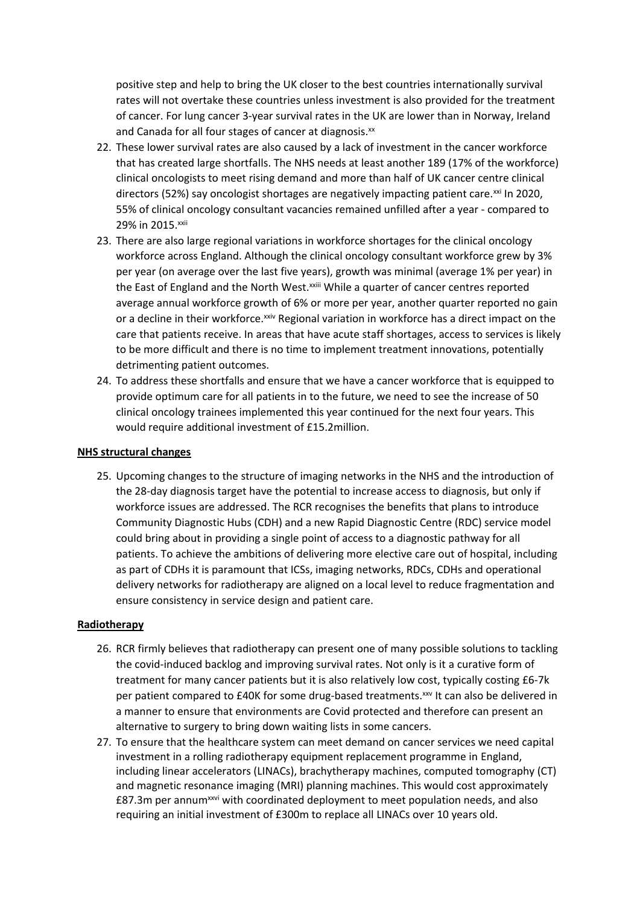positive step and help to bring the UK closer to the best countries internationally survival rates will not overtake these countries unless investment is also provided for the treatment of cancer. For lung cancer 3-year survival rates in the UK are lower than in Norway, Ireland and Canada for all four stages of cancer at diagnosis.[xx]

22. These lower survival rates are also caused by a lack of investment in the cancer workforce that has created large shortfalls. The NHS needs at least another 189 (17% of the workforce) clinical oncologists to meet rising demand and more than half of UK cancer centre clinical directors (52%) say oncologist shortages are negatively impacting patient care.[xxi] In 2020, 55% of clinical oncology consultant vacancies remained unfilled after a year - compared to 29% in 2015.[xxii]
23. There are also large regional variations in workforce shortages for the clinical oncology workforce across England. Although the clinical oncology consultant workforce grew by 3% per year (on average over the last five years), growth was minimal (average 1% per year) in the East of England and the North West.[xxiii] While a quarter of cancer centres reported average annual workforce growth of 6% or more per year, another quarter reported no gain or a decline in their workforce.[xxiv] Regional variation in workforce has a direct impact on the care that patients receive. In areas that have acute staff shortages, access to services is likely to be more difficult and there is no time to implement treatment innovations, potentially detrimenting patient outcomes.
24. To address these shortfalls and ensure that we have a cancer workforce that is equipped to provide optimum care for all patients in to the future, we need to see the increase of 50 clinical oncology trainees implemented this year continued for the next four years. This would require additional investment of £15.2million.

**NHS structural changes**

25. Upcoming changes to the structure of imaging networks in the NHS and the introduction of the 28-day diagnosis target have the potential to increase access to diagnosis, but only if workforce issues are addressed. The RCR recognises the benefits that plans to introduce Community Diagnostic Hubs (CDH) and a new Rapid Diagnostic Centre (RDC) service model could bring about in providing a single point of access to a diagnostic pathway for all patients. To achieve the ambitions of delivering more elective care out of hospital, including as part of CDHs it is paramount that ICSs, imaging networks, RDCs, CDHs and operational delivery networks for radiotherapy are aligned on a local level to reduce fragmentation and ensure consistency in service design and patient care.

**Radiotherapy**

26. RCR firmly believes that radiotherapy can present one of many possible solutions to tackling the covid-induced backlog and improving survival rates. Not only is it a curative form of treatment for many cancer patients but it is also relatively low cost, typically costing £6-7k per patient compared to £40K for some drug-based treatments.[xxv] It can also be delivered in a manner to ensure that environments are Covid protected and therefore can present an alternative to surgery to bring down waiting lists in some cancers.
27. To ensure that the healthcare system can meet demand on cancer services we need capital investment in a rolling radiotherapy equipment replacement programme in England, including linear accelerators (LINACs), brachytherapy machines, computed tomography (CT) and magnetic resonance imaging (MRI) planning machines. This would cost approximately £87.3m per annum[xxvi] with coordinated deployment to meet population needs, and also requiring an initial investment of £300m to replace all LINACs over 10 years old.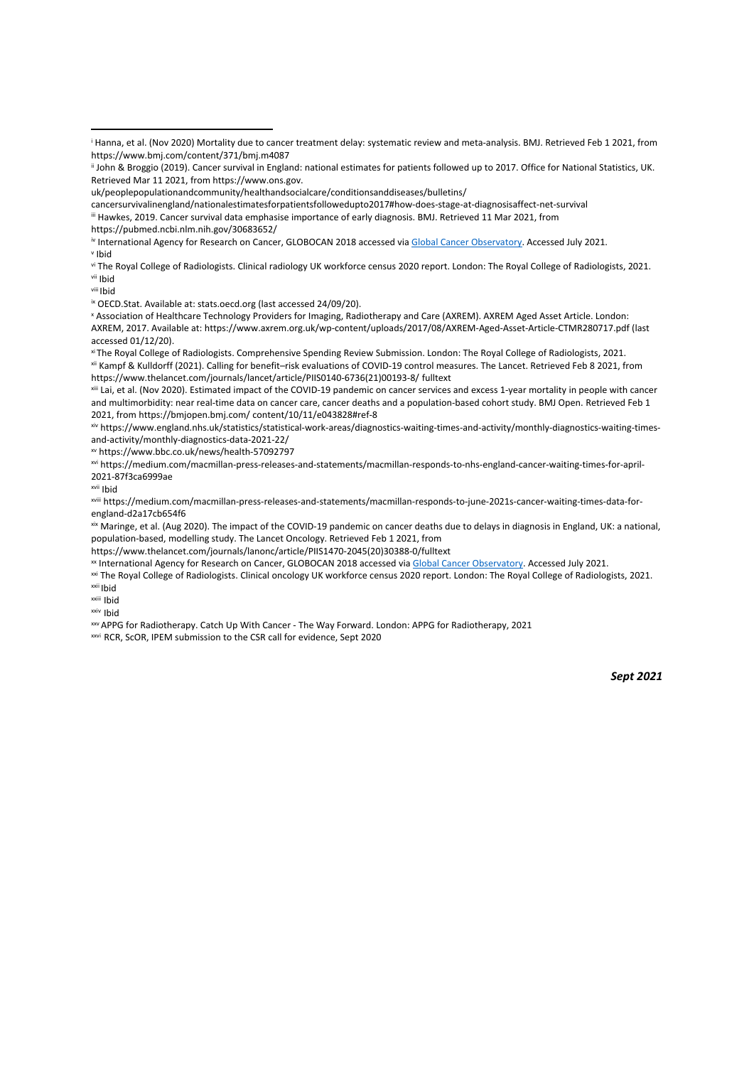[i] Hanna, et al. (Nov 2020) Mortality due to cancer treatment delay: systematic review and meta-analysis. BMJ. Retrieved Feb 1 2021, from https://www.bmj.com/content/371/bmj.m4087

[ii] John & Broggio (2019). Cancer survival in England: national estimates for patients followed up to 2017. Office for National Statistics, UK. Retrieved Mar 11 2021, from https://www.ons.gov.uk/peoplepopulationandcommunity/healthandsocialcare/conditionsanddiseases/bulletins/cancersurvivalinengland/nationalestimatesforpatientsfollowedupto2017#how-does-stage-at-diagnosisaffect-net-survival

[iii] Hawkes, 2019. Cancer survival data emphasise importance of early diagnosis. BMJ. Retrieved 11 Mar 2021, from https://pubmed.ncbi.nlm.nih.gov/30683652/

[iv] International Agency for Research on Cancer, GLOBOCAN 2018 accessed via Global Cancer Observatory. Accessed July 2021.

[v] Ibid

[vi] The Royal College of Radiologists. Clinical radiology UK workforce census 2020 report. London: The Royal College of Radiologists, 2021.

[vii] Ibid

[viii] Ibid

[ix] OECD.Stat. Available at: stats.oecd.org (last accessed 24/09/20).

[x] Association of Healthcare Technology Providers for Imaging, Radiotherapy and Care (AXREM). AXREM Aged Asset Article. London: AXREM, 2017. Available at: https://www.axrem.org.uk/wp-content/uploads/2017/08/AXREM-Aged-Asset-Article-CTMR280717.pdf (last accessed 01/12/20).

[xi] The Royal College of Radiologists. Comprehensive Spending Review Submission. London: The Royal College of Radiologists, 2021.

[xii] Kampf & Kulldorff (2021). Calling for benefit–risk evaluations of COVID-19 control measures. The Lancet. Retrieved Feb 8 2021, from https://www.thelancet.com/journals/lancet/article/PIIS0140-6736(21)00193-8/ fulltext

[xiii] Lai, et al. (Nov 2020). Estimated impact of the COVID-19 pandemic on cancer services and excess 1-year mortality in people with cancer and multimorbidity: near real-time data on cancer care, cancer deaths and a population-based cohort study. BMJ Open. Retrieved Feb 1 2021, from https://bmjopen.bmj.com/ content/10/11/e043828#ref-8

[xiv] https://www.england.nhs.uk/statistics/statistical-work-areas/diagnostics-waiting-times-and-activity/monthly-diagnostics-waiting-times-and-activity/monthly-diagnostics-data-2021-22/

[xv] https://www.bbc.co.uk/news/health-57092797

[xvi] https://medium.com/macmillan-press-releases-and-statements/macmillan-responds-to-nhs-england-cancer-waiting-times-for-april-2021-87f3ca6999ae

[xvii] Ibid

[xviii] https://medium.com/macmillan-press-releases-and-statements/macmillan-responds-to-june-2021s-cancer-waiting-times-data-for-england-d2a17cb654f6

[xix] Maringe, et al. (Aug 2020). The impact of the COVID-19 pandemic on cancer deaths due to delays in diagnosis in England, UK: a national, population-based, modelling study. The Lancet Oncology. Retrieved Feb 1 2021, from https://www.thelancet.com/journals/lanonc/article/PIIS1470-2045(20)30388-0/fulltext

[xx] International Agency for Research on Cancer, GLOBOCAN 2018 accessed via Global Cancer Observatory. Accessed July 2021.

[xxi] The Royal College of Radiologists. Clinical oncology UK workforce census 2020 report. London: The Royal College of Radiologists, 2021.

[xxii] Ibid

[xxiii] Ibid

[xxiv] Ibid

[xxv] APPG for Radiotherapy. Catch Up With Cancer - The Way Forward. London: APPG for Radiotherapy, 2021

[xxvi] RCR, ScOR, IPEM submission to the CSR call for evidence, Sept 2020

***Sept 2021***